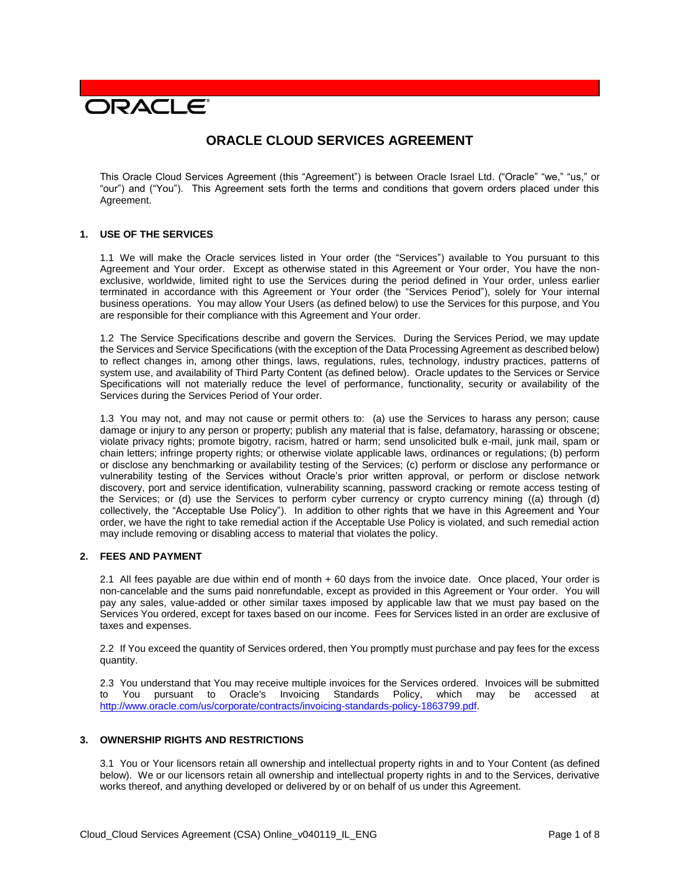ORACLE

# ORACLE CLOUD SERVICES AGREEMENT

This Oracle Cloud Services Agreement (this "Agreement") is between Oracle Israel Ltd. ("Oracle" "we," "us," or "our") and ("You"). This Agreement sets forth the terms and conditions that govern orders placed under this Agreement.

## 1. USE OF THE SERVICES

1.1 We will make the Oracle services listed in Your order (the "Services") available to You pursuant to this Agreement and Your order. Except as otherwise stated in this Agreement or Your order, You have the non-exclusive, worldwide, limited right to use the Services during the period defined in Your order, unless earlier terminated in accordance with this Agreement or Your order (the "Services Period"), solely for Your internal business operations. You may allow Your Users (as defined below) to use the Services for this purpose, and You are responsible for their compliance with this Agreement and Your order.

1.2 The Service Specifications describe and govern the Services. During the Services Period, we may update the Services and Service Specifications (with the exception of the Data Processing Agreement as described below) to reflect changes in, among other things, laws, regulations, rules, technology, industry practices, patterns of system use, and availability of Third Party Content (as defined below). Oracle updates to the Services or Service Specifications will not materially reduce the level of performance, functionality, security or availability of the Services during the Services Period of Your order.

1.3 You may not, and may not cause or permit others to: (a) use the Services to harass any person; cause damage or injury to any person or property; publish any material that is false, defamatory, harassing or obscene; violate privacy rights; promote bigotry, racism, hatred or harm; send unsolicited bulk e-mail, junk mail, spam or chain letters; infringe property rights; or otherwise violate applicable laws, ordinances or regulations; (b) perform or disclose any benchmarking or availability testing of the Services; (c) perform or disclose any performance or vulnerability testing of the Services without Oracle's prior written approval, or perform or disclose network discovery, port and service identification, vulnerability scanning, password cracking or remote access testing of the Services; or (d) use the Services to perform cyber currency or crypto currency mining ((a) through (d) collectively, the "Acceptable Use Policy"). In addition to other rights that we have in this Agreement and Your order, we have the right to take remedial action if the Acceptable Use Policy is violated, and such remedial action may include removing or disabling access to material that violates the policy.

## 2. FEES AND PAYMENT

2.1 All fees payable are due within end of month + 60 days from the invoice date. Once placed, Your order is non-cancelable and the sums paid nonrefundable, except as provided in this Agreement or Your order. You will pay any sales, value-added or other similar taxes imposed by applicable law that we must pay based on the Services You ordered, except for taxes based on our income. Fees for Services listed in an order are exclusive of taxes and expenses.

2.2 If You exceed the quantity of Services ordered, then You promptly must purchase and pay fees for the excess quantity.

2.3 You understand that You may receive multiple invoices for the Services ordered. Invoices will be submitted to You pursuant to Oracle's Invoicing Standards Policy, which may be accessed at http://www.oracle.com/us/corporate/contracts/invoicing-standards-policy-1863799.pdf.

## 3. OWNERSHIP RIGHTS AND RESTRICTIONS

3.1 You or Your licensors retain all ownership and intellectual property rights in and to Your Content (as defined below). We or our licensors retain all ownership and intellectual property rights in and to the Services, derivative works thereof, and anything developed or delivered by or on behalf of us under this Agreement.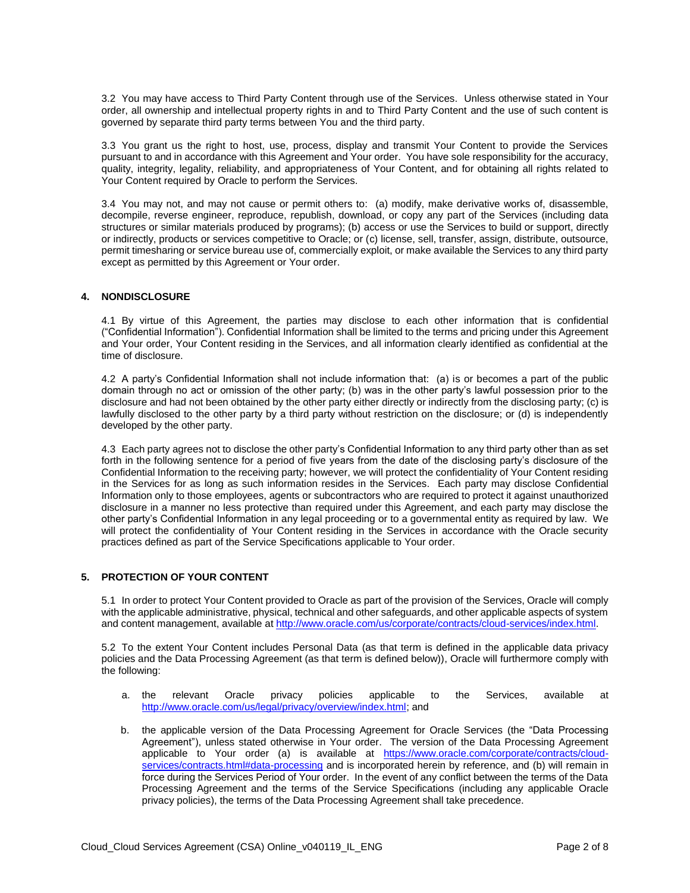3.2 You may have access to Third Party Content through use of the Services. Unless otherwise stated in Your order, all ownership and intellectual property rights in and to Third Party Content and the use of such content is governed by separate third party terms between You and the third party.

3.3 You grant us the right to host, use, process, display and transmit Your Content to provide the Services pursuant to and in accordance with this Agreement and Your order. You have sole responsibility for the accuracy, quality, integrity, legality, reliability, and appropriateness of Your Content, and for obtaining all rights related to Your Content required by Oracle to perform the Services.

3.4 You may not, and may not cause or permit others to: (a) modify, make derivative works of, disassemble, decompile, reverse engineer, reproduce, republish, download, or copy any part of the Services (including data structures or similar materials produced by programs); (b) access or use the Services to build or support, directly or indirectly, products or services competitive to Oracle; or (c) license, sell, transfer, assign, distribute, outsource, permit timesharing or service bureau use of, commercially exploit, or make available the Services to any third party except as permitted by this Agreement or Your order.

## 4. NONDISCLOSURE

4.1 By virtue of this Agreement, the parties may disclose to each other information that is confidential ("Confidential Information"). Confidential Information shall be limited to the terms and pricing under this Agreement and Your order, Your Content residing in the Services, and all information clearly identified as confidential at the time of disclosure.

4.2 A party's Confidential Information shall not include information that: (a) is or becomes a part of the public domain through no act or omission of the other party; (b) was in the other party's lawful possession prior to the disclosure and had not been obtained by the other party either directly or indirectly from the disclosing party; (c) is lawfully disclosed to the other party by a third party without restriction on the disclosure; or (d) is independently developed by the other party.

4.3 Each party agrees not to disclose the other party's Confidential Information to any third party other than as set forth in the following sentence for a period of five years from the date of the disclosing party's disclosure of the Confidential Information to the receiving party; however, we will protect the confidentiality of Your Content residing in the Services for as long as such information resides in the Services. Each party may disclose Confidential Information only to those employees, agents or subcontractors who are required to protect it against unauthorized disclosure in a manner no less protective than required under this Agreement, and each party may disclose the other party's Confidential Information in any legal proceeding or to a governmental entity as required by law. We will protect the confidentiality of Your Content residing in the Services in accordance with the Oracle security practices defined as part of the Service Specifications applicable to Your order.

## 5. PROTECTION OF YOUR CONTENT

5.1 In order to protect Your Content provided to Oracle as part of the provision of the Services, Oracle will comply with the applicable administrative, physical, technical and other safeguards, and other applicable aspects of system and content management, available at [http://www.oracle.com/us/corporate/contracts/cloud-services/index.html](http://www.oracle.com/us/corporate/contracts/cloud-services/index.html).

5.2 To the extent Your Content includes Personal Data (as that term is defined in the applicable data privacy policies and the Data Processing Agreement (as that term is defined below)), Oracle will furthermore comply with the following:

a. the relevant Oracle privacy policies applicable to the Services, available at [http://www.oracle.com/us/legal/privacy/overview/index.html](http://www.oracle.com/us/legal/privacy/overview/index.html); and

b. the applicable version of the Data Processing Agreement for Oracle Services (the "Data Processing Agreement"), unless stated otherwise in Your order. The version of the Data Processing Agreement applicable to Your order (a) is available at [https://www.oracle.com/corporate/contracts/cloud-services/contracts.html#data-processing](https://www.oracle.com/corporate/contracts/cloud-services/contracts.html#data-processing) and is incorporated herein by reference, and (b) will remain in force during the Services Period of Your order. In the event of any conflict between the terms of the Data Processing Agreement and the terms of the Service Specifications (including any applicable Oracle privacy policies), the terms of the Data Processing Agreement shall take precedence.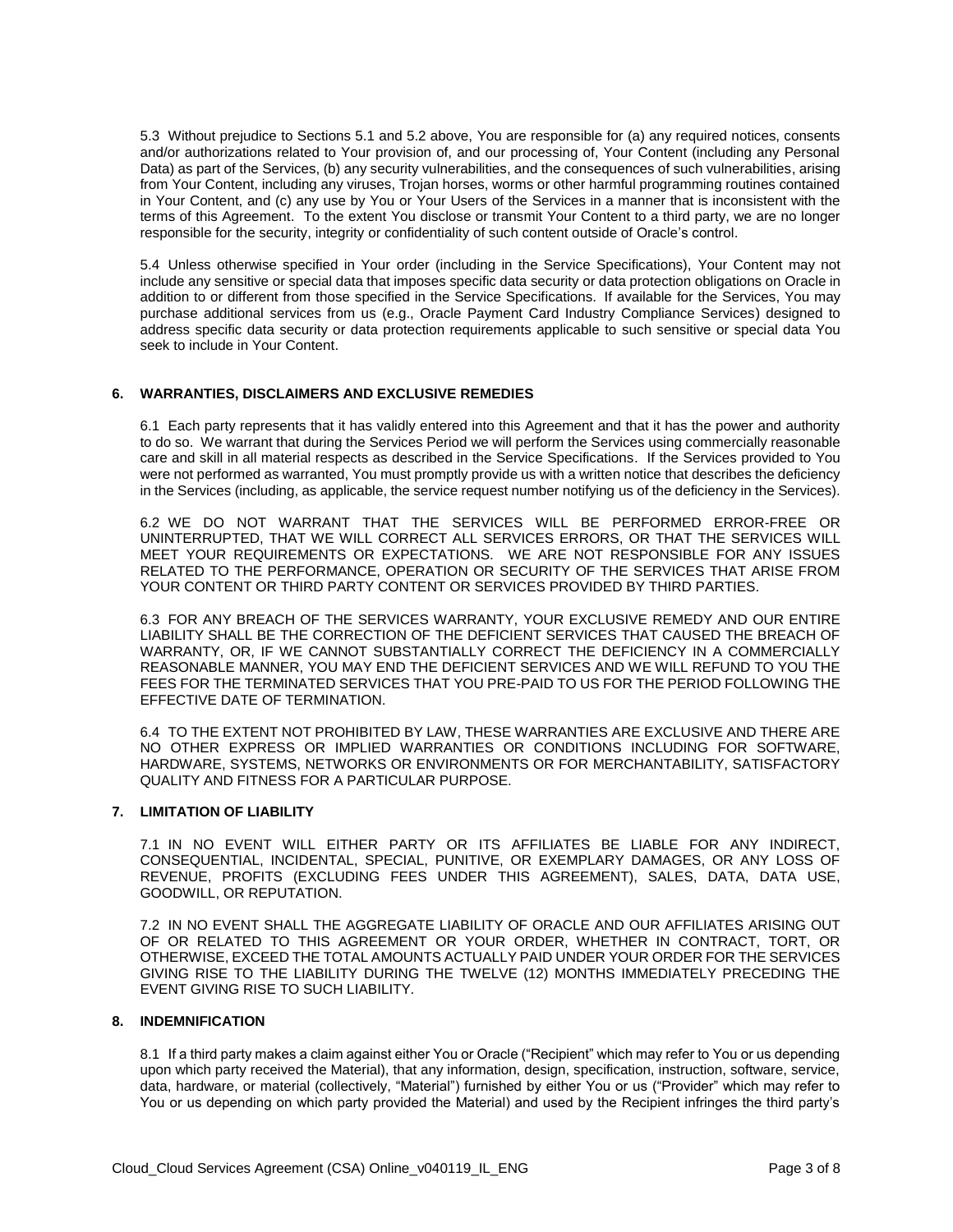5.3 Without prejudice to Sections 5.1 and 5.2 above, You are responsible for (a) any required notices, consents and/or authorizations related to Your provision of, and our processing of, Your Content (including any Personal Data) as part of the Services, (b) any security vulnerabilities, and the consequences of such vulnerabilities, arising from Your Content, including any viruses, Trojan horses, worms or other harmful programming routines contained in Your Content, and (c) any use by You or Your Users of the Services in a manner that is inconsistent with the terms of this Agreement. To the extent You disclose or transmit Your Content to a third party, we are no longer responsible for the security, integrity or confidentiality of such content outside of Oracle's control.

5.4 Unless otherwise specified in Your order (including in the Service Specifications), Your Content may not include any sensitive or special data that imposes specific data security or data protection obligations on Oracle in addition to or different from those specified in the Service Specifications. If available for the Services, You may purchase additional services from us (e.g., Oracle Payment Card Industry Compliance Services) designed to address specific data security or data protection requirements applicable to such sensitive or special data You seek to include in Your Content.

## 6. WARRANTIES, DISCLAIMERS AND EXCLUSIVE REMEDIES

6.1 Each party represents that it has validly entered into this Agreement and that it has the power and authority to do so. We warrant that during the Services Period we will perform the Services using commercially reasonable care and skill in all material respects as described in the Service Specifications. If the Services provided to You were not performed as warranted, You must promptly provide us with a written notice that describes the deficiency in the Services (including, as applicable, the service request number notifying us of the deficiency in the Services).

6.2 WE DO NOT WARRANT THAT THE SERVICES WILL BE PERFORMED ERROR-FREE OR UNINTERRUPTED, THAT WE WILL CORRECT ALL SERVICES ERRORS, OR THAT THE SERVICES WILL MEET YOUR REQUIREMENTS OR EXPECTATIONS. WE ARE NOT RESPONSIBLE FOR ANY ISSUES RELATED TO THE PERFORMANCE, OPERATION OR SECURITY OF THE SERVICES THAT ARISE FROM YOUR CONTENT OR THIRD PARTY CONTENT OR SERVICES PROVIDED BY THIRD PARTIES.

6.3 FOR ANY BREACH OF THE SERVICES WARRANTY, YOUR EXCLUSIVE REMEDY AND OUR ENTIRE LIABILITY SHALL BE THE CORRECTION OF THE DEFICIENT SERVICES THAT CAUSED THE BREACH OF WARRANTY, OR, IF WE CANNOT SUBSTANTIALLY CORRECT THE DEFICIENCY IN A COMMERCIALLY REASONABLE MANNER, YOU MAY END THE DEFICIENT SERVICES AND WE WILL REFUND TO YOU THE FEES FOR THE TERMINATED SERVICES THAT YOU PRE-PAID TO US FOR THE PERIOD FOLLOWING THE EFFECTIVE DATE OF TERMINATION.

6.4 TO THE EXTENT NOT PROHIBITED BY LAW, THESE WARRANTIES ARE EXCLUSIVE AND THERE ARE NO OTHER EXPRESS OR IMPLIED WARRANTIES OR CONDITIONS INCLUDING FOR SOFTWARE, HARDWARE, SYSTEMS, NETWORKS OR ENVIRONMENTS OR FOR MERCHANTABILITY, SATISFACTORY QUALITY AND FITNESS FOR A PARTICULAR PURPOSE.

## 7. LIMITATION OF LIABILITY

7.1 IN NO EVENT WILL EITHER PARTY OR ITS AFFILIATES BE LIABLE FOR ANY INDIRECT, CONSEQUENTIAL, INCIDENTAL, SPECIAL, PUNITIVE, OR EXEMPLARY DAMAGES, OR ANY LOSS OF REVENUE, PROFITS (EXCLUDING FEES UNDER THIS AGREEMENT), SALES, DATA, DATA USE, GOODWILL, OR REPUTATION.

7.2 IN NO EVENT SHALL THE AGGREGATE LIABILITY OF ORACLE AND OUR AFFILIATES ARISING OUT OF OR RELATED TO THIS AGREEMENT OR YOUR ORDER, WHETHER IN CONTRACT, TORT, OR OTHERWISE, EXCEED THE TOTAL AMOUNTS ACTUALLY PAID UNDER YOUR ORDER FOR THE SERVICES GIVING RISE TO THE LIABILITY DURING THE TWELVE (12) MONTHS IMMEDIATELY PRECEDING THE EVENT GIVING RISE TO SUCH LIABILITY.

## 8. INDEMNIFICATION

8.1 If a third party makes a claim against either You or Oracle ("Recipient" which may refer to You or us depending upon which party received the Material), that any information, design, specification, instruction, software, service, data, hardware, or material (collectively, "Material") furnished by either You or us ("Provider" which may refer to You or us depending on which party provided the Material) and used by the Recipient infringes the third party's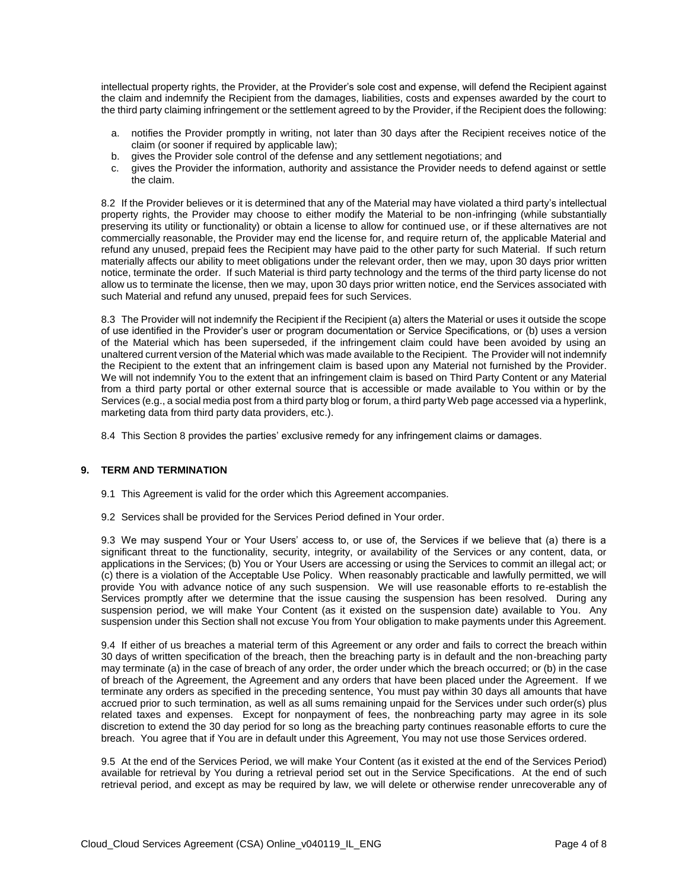intellectual property rights, the Provider, at the Provider's sole cost and expense, will defend the Recipient against the claim and indemnify the Recipient from the damages, liabilities, costs and expenses awarded by the court to the third party claiming infringement or the settlement agreed to by the Provider, if the Recipient does the following:

a. notifies the Provider promptly in writing, not later than 30 days after the Recipient receives notice of the claim (or sooner if required by applicable law);
b. gives the Provider sole control of the defense and any settlement negotiations; and
c. gives the Provider the information, authority and assistance the Provider needs to defend against or settle the claim.

8.2 If the Provider believes or it is determined that any of the Material may have violated a third party's intellectual property rights, the Provider may choose to either modify the Material to be non-infringing (while substantially preserving its utility or functionality) or obtain a license to allow for continued use, or if these alternatives are not commercially reasonable, the Provider may end the license for, and require return of, the applicable Material and refund any unused, prepaid fees the Recipient may have paid to the other party for such Material. If such return materially affects our ability to meet obligations under the relevant order, then we may, upon 30 days prior written notice, terminate the order. If such Material is third party technology and the terms of the third party license do not allow us to terminate the license, then we may, upon 30 days prior written notice, end the Services associated with such Material and refund any unused, prepaid fees for such Services.

8.3 The Provider will not indemnify the Recipient if the Recipient (a) alters the Material or uses it outside the scope of use identified in the Provider's user or program documentation or Service Specifications, or (b) uses a version of the Material which has been superseded, if the infringement claim could have been avoided by using an unaltered current version of the Material which was made available to the Recipient. The Provider will not indemnify the Recipient to the extent that an infringement claim is based upon any Material not furnished by the Provider. We will not indemnify You to the extent that an infringement claim is based on Third Party Content or any Material from a third party portal or other external source that is accessible or made available to You within or by the Services (e.g., a social media post from a third party blog or forum, a third party Web page accessed via a hyperlink, marketing data from third party data providers, etc.).

8.4 This Section 8 provides the parties' exclusive remedy for any infringement claims or damages.

## 9. TERM AND TERMINATION

9.1 This Agreement is valid for the order which this Agreement accompanies.

9.2 Services shall be provided for the Services Period defined in Your order.

9.3 We may suspend Your or Your Users' access to, or use of, the Services if we believe that (a) there is a significant threat to the functionality, security, integrity, or availability of the Services or any content, data, or applications in the Services; (b) You or Your Users are accessing or using the Services to commit an illegal act; or (c) there is a violation of the Acceptable Use Policy. When reasonably practicable and lawfully permitted, we will provide You with advance notice of any such suspension. We will use reasonable efforts to re-establish the Services promptly after we determine that the issue causing the suspension has been resolved. During any suspension period, we will make Your Content (as it existed on the suspension date) available to You. Any suspension under this Section shall not excuse You from Your obligation to make payments under this Agreement.

9.4 If either of us breaches a material term of this Agreement or any order and fails to correct the breach within 30 days of written specification of the breach, then the breaching party is in default and the non-breaching party may terminate (a) in the case of breach of any order, the order under which the breach occurred; or (b) in the case of breach of the Agreement, the Agreement and any orders that have been placed under the Agreement. If we terminate any orders as specified in the preceding sentence, You must pay within 30 days all amounts that have accrued prior to such termination, as well as all sums remaining unpaid for the Services under such order(s) plus related taxes and expenses. Except for nonpayment of fees, the nonbreaching party may agree in its sole discretion to extend the 30 day period for so long as the breaching party continues reasonable efforts to cure the breach. You agree that if You are in default under this Agreement, You may not use those Services ordered.

9.5 At the end of the Services Period, we will make Your Content (as it existed at the end of the Services Period) available for retrieval by You during a retrieval period set out in the Service Specifications. At the end of such retrieval period, and except as may be required by law, we will delete or otherwise render unrecoverable any of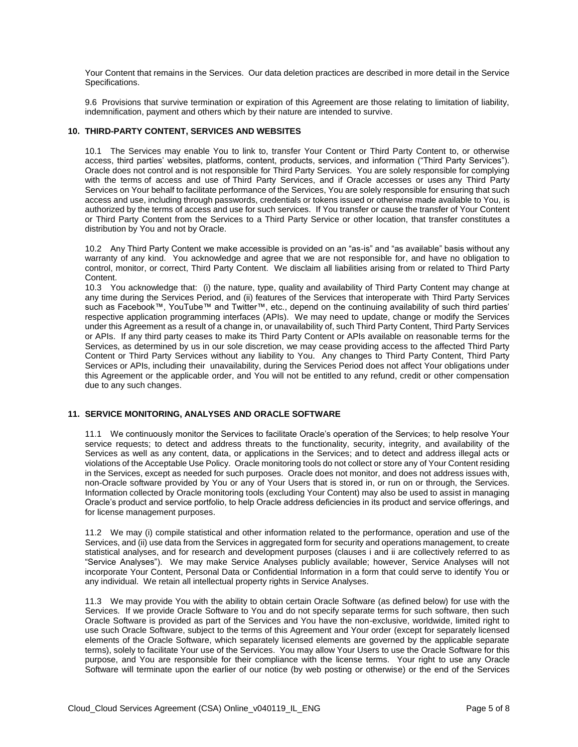Your Content that remains in the Services. Our data deletion practices are described in more detail in the Service Specifications.

9.6 Provisions that survive termination or expiration of this Agreement are those relating to limitation of liability, indemnification, payment and others which by their nature are intended to survive.

## 10. THIRD-PARTY CONTENT, SERVICES AND WEBSITES

10.1 The Services may enable You to link to, transfer Your Content or Third Party Content to, or otherwise access, third parties' websites, platforms, content, products, services, and information ("Third Party Services"). Oracle does not control and is not responsible for Third Party Services. You are solely responsible for complying with the terms of access and use of Third Party Services, and if Oracle accesses or uses any Third Party Services on Your behalf to facilitate performance of the Services, You are solely responsible for ensuring that such access and use, including through passwords, credentials or tokens issued or otherwise made available to You, is authorized by the terms of access and use for such services. If You transfer or cause the transfer of Your Content or Third Party Content from the Services to a Third Party Service or other location, that transfer constitutes a distribution by You and not by Oracle.

10.2 Any Third Party Content we make accessible is provided on an "as-is" and "as available" basis without any warranty of any kind. You acknowledge and agree that we are not responsible for, and have no obligation to control, monitor, or correct, Third Party Content. We disclaim all liabilities arising from or related to Third Party Content.

10.3 You acknowledge that: (i) the nature, type, quality and availability of Third Party Content may change at any time during the Services Period, and (ii) features of the Services that interoperate with Third Party Services such as Facebook™, YouTube™ and Twitter™, etc., depend on the continuing availability of such third parties' respective application programming interfaces (APIs). We may need to update, change or modify the Services under this Agreement as a result of a change in, or unavailability of, such Third Party Content, Third Party Services or APIs. If any third party ceases to make its Third Party Content or APIs available on reasonable terms for the Services, as determined by us in our sole discretion, we may cease providing access to the affected Third Party Content or Third Party Services without any liability to You. Any changes to Third Party Content, Third Party Services or APIs, including their unavailability, during the Services Period does not affect Your obligations under this Agreement or the applicable order, and You will not be entitled to any refund, credit or other compensation due to any such changes.

## 11. SERVICE MONITORING, ANALYSES AND ORACLE SOFTWARE

11.1 We continuously monitor the Services to facilitate Oracle's operation of the Services; to help resolve Your service requests; to detect and address threats to the functionality, security, integrity, and availability of the Services as well as any content, data, or applications in the Services; and to detect and address illegal acts or violations of the Acceptable Use Policy. Oracle monitoring tools do not collect or store any of Your Content residing in the Services, except as needed for such purposes. Oracle does not monitor, and does not address issues with, non-Oracle software provided by You or any of Your Users that is stored in, or run on or through, the Services. Information collected by Oracle monitoring tools (excluding Your Content) may also be used to assist in managing Oracle's product and service portfolio, to help Oracle address deficiencies in its product and service offerings, and for license management purposes.

11.2 We may (i) compile statistical and other information related to the performance, operation and use of the Services, and (ii) use data from the Services in aggregated form for security and operations management, to create statistical analyses, and for research and development purposes (clauses i and ii are collectively referred to as "Service Analyses"). We may make Service Analyses publicly available; however, Service Analyses will not incorporate Your Content, Personal Data or Confidential Information in a form that could serve to identify You or any individual. We retain all intellectual property rights in Service Analyses.

11.3 We may provide You with the ability to obtain certain Oracle Software (as defined below) for use with the Services. If we provide Oracle Software to You and do not specify separate terms for such software, then such Oracle Software is provided as part of the Services and You have the non-exclusive, worldwide, limited right to use such Oracle Software, subject to the terms of this Agreement and Your order (except for separately licensed elements of the Oracle Software, which separately licensed elements are governed by the applicable separate terms), solely to facilitate Your use of the Services. You may allow Your Users to use the Oracle Software for this purpose, and You are responsible for their compliance with the license terms. Your right to use any Oracle Software will terminate upon the earlier of our notice (by web posting or otherwise) or the end of the Services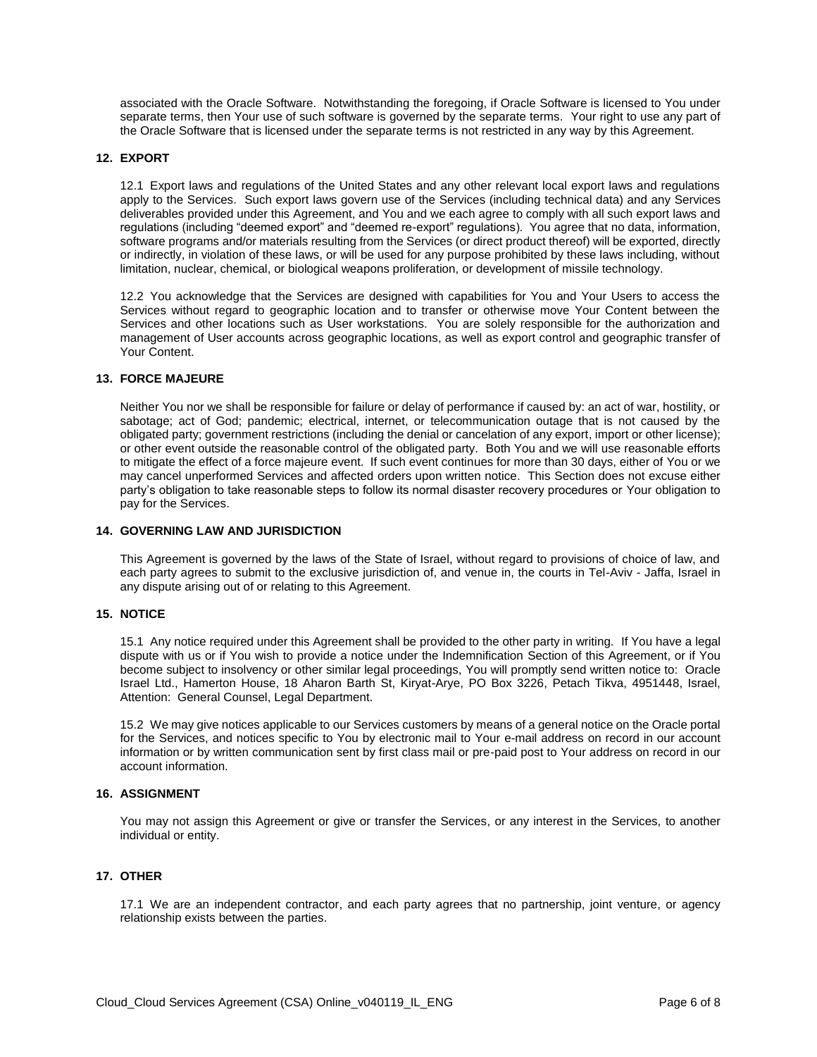associated with the Oracle Software. Notwithstanding the foregoing, if Oracle Software is licensed to You under separate terms, then Your use of such software is governed by the separate terms. Your right to use any part of the Oracle Software that is licensed under the separate terms is not restricted in any way by this Agreement.

## 12. EXPORT

12.1 Export laws and regulations of the United States and any other relevant local export laws and regulations apply to the Services. Such export laws govern use of the Services (including technical data) and any Services deliverables provided under this Agreement, and You and we each agree to comply with all such export laws and regulations (including "deemed export" and "deemed re-export" regulations). You agree that no data, information, software programs and/or materials resulting from the Services (or direct product thereof) will be exported, directly or indirectly, in violation of these laws, or will be used for any purpose prohibited by these laws including, without limitation, nuclear, chemical, or biological weapons proliferation, or development of missile technology.

12.2 You acknowledge that the Services are designed with capabilities for You and Your Users to access the Services without regard to geographic location and to transfer or otherwise move Your Content between the Services and other locations such as User workstations. You are solely responsible for the authorization and management of User accounts across geographic locations, as well as export control and geographic transfer of Your Content.

## 13. FORCE MAJEURE

Neither You nor we shall be responsible for failure or delay of performance if caused by: an act of war, hostility, or sabotage; act of God; pandemic; electrical, internet, or telecommunication outage that is not caused by the obligated party; government restrictions (including the denial or cancelation of any export, import or other license); or other event outside the reasonable control of the obligated party. Both You and we will use reasonable efforts to mitigate the effect of a force majeure event. If such event continues for more than 30 days, either of You or we may cancel unperformed Services and affected orders upon written notice. This Section does not excuse either party's obligation to take reasonable steps to follow its normal disaster recovery procedures or Your obligation to pay for the Services.

## 14. GOVERNING LAW AND JURISDICTION

This Agreement is governed by the laws of the State of Israel, without regard to provisions of choice of law, and each party agrees to submit to the exclusive jurisdiction of, and venue in, the courts in Tel-Aviv - Jaffa, Israel in any dispute arising out of or relating to this Agreement.

## 15. NOTICE

15.1 Any notice required under this Agreement shall be provided to the other party in writing. If You have a legal dispute with us or if You wish to provide a notice under the Indemnification Section of this Agreement, or if You become subject to insolvency or other similar legal proceedings, You will promptly send written notice to: Oracle Israel Ltd., Hamerton House, 18 Aharon Barth St, Kiryat-Arye, PO Box 3226, Petach Tikva, 4951448, Israel, Attention: General Counsel, Legal Department.

15.2 We may give notices applicable to our Services customers by means of a general notice on the Oracle portal for the Services, and notices specific to You by electronic mail to Your e-mail address on record in our account information or by written communication sent by first class mail or pre-paid post to Your address on record in our account information.

## 16. ASSIGNMENT

You may not assign this Agreement or give or transfer the Services, or any interest in the Services, to another individual or entity.

## 17. OTHER

17.1 We are an independent contractor, and each party agrees that no partnership, joint venture, or agency relationship exists between the parties.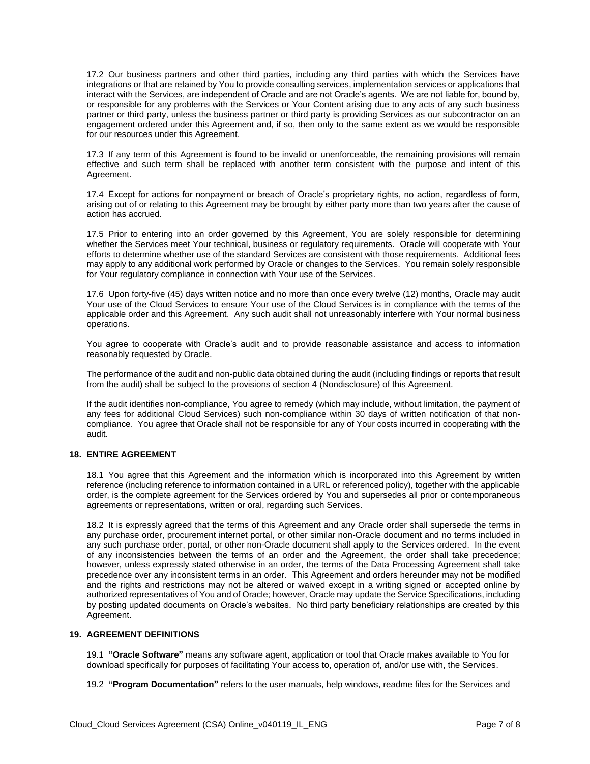17.2 Our business partners and other third parties, including any third parties with which the Services have integrations or that are retained by You to provide consulting services, implementation services or applications that interact with the Services, are independent of Oracle and are not Oracle's agents. We are not liable for, bound by, or responsible for any problems with the Services or Your Content arising due to any acts of any such business partner or third party, unless the business partner or third party is providing Services as our subcontractor on an engagement ordered under this Agreement and, if so, then only to the same extent as we would be responsible for our resources under this Agreement.

17.3 If any term of this Agreement is found to be invalid or unenforceable, the remaining provisions will remain effective and such term shall be replaced with another term consistent with the purpose and intent of this Agreement.

17.4 Except for actions for nonpayment or breach of Oracle's proprietary rights, no action, regardless of form, arising out of or relating to this Agreement may be brought by either party more than two years after the cause of action has accrued.

17.5 Prior to entering into an order governed by this Agreement, You are solely responsible for determining whether the Services meet Your technical, business or regulatory requirements. Oracle will cooperate with Your efforts to determine whether use of the standard Services are consistent with those requirements. Additional fees may apply to any additional work performed by Oracle or changes to the Services. You remain solely responsible for Your regulatory compliance in connection with Your use of the Services.

17.6 Upon forty-five (45) days written notice and no more than once every twelve (12) months, Oracle may audit Your use of the Cloud Services to ensure Your use of the Cloud Services is in compliance with the terms of the applicable order and this Agreement. Any such audit shall not unreasonably interfere with Your normal business operations.

You agree to cooperate with Oracle's audit and to provide reasonable assistance and access to information reasonably requested by Oracle.

The performance of the audit and non-public data obtained during the audit (including findings or reports that result from the audit) shall be subject to the provisions of section 4 (Nondisclosure) of this Agreement.

If the audit identifies non-compliance, You agree to remedy (which may include, without limitation, the payment of any fees for additional Cloud Services) such non-compliance within 30 days of written notification of that non-compliance. You agree that Oracle shall not be responsible for any of Your costs incurred in cooperating with the audit.

## 18. ENTIRE AGREEMENT

18.1 You agree that this Agreement and the information which is incorporated into this Agreement by written reference (including reference to information contained in a URL or referenced policy), together with the applicable order, is the complete agreement for the Services ordered by You and supersedes all prior or contemporaneous agreements or representations, written or oral, regarding such Services.

18.2 It is expressly agreed that the terms of this Agreement and any Oracle order shall supersede the terms in any purchase order, procurement internet portal, or other similar non-Oracle document and no terms included in any such purchase order, portal, or other non-Oracle document shall apply to the Services ordered. In the event of any inconsistencies between the terms of an order and the Agreement, the order shall take precedence; however, unless expressly stated otherwise in an order, the terms of the Data Processing Agreement shall take precedence over any inconsistent terms in an order. This Agreement and orders hereunder may not be modified and the rights and restrictions may not be altered or waived except in a writing signed or accepted online by authorized representatives of You and of Oracle; however, Oracle may update the Service Specifications, including by posting updated documents on Oracle's websites. No third party beneficiary relationships are created by this Agreement.

## 19. AGREEMENT DEFINITIONS

19.1 **"Oracle Software"** means any software agent, application or tool that Oracle makes available to You for download specifically for purposes of facilitating Your access to, operation of, and/or use with, the Services.

19.2 **"Program Documentation"** refers to the user manuals, help windows, readme files for the Services and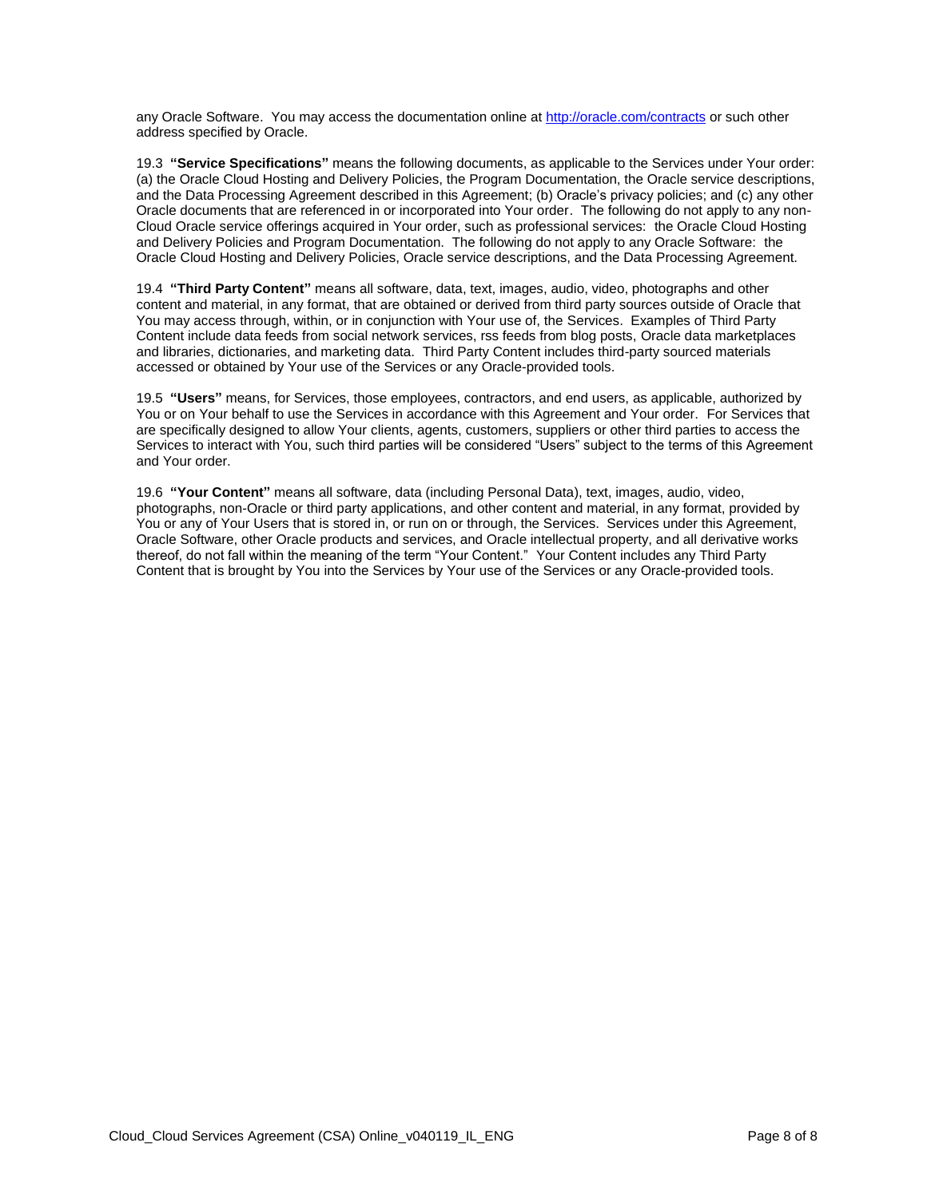any Oracle Software. You may access the documentation online at [http://oracle.com/contracts](http://oracle.com/contracts) or such other address specified by Oracle.

19.3 **"Service Specifications"** means the following documents, as applicable to the Services under Your order: (a) the Oracle Cloud Hosting and Delivery Policies, the Program Documentation, the Oracle service descriptions, and the Data Processing Agreement described in this Agreement; (b) Oracle's privacy policies; and (c) any other Oracle documents that are referenced in or incorporated into Your order. The following do not apply to any non-Cloud Oracle service offerings acquired in Your order, such as professional services: the Oracle Cloud Hosting and Delivery Policies and Program Documentation. The following do not apply to any Oracle Software: the Oracle Cloud Hosting and Delivery Policies, Oracle service descriptions, and the Data Processing Agreement.

19.4 **"Third Party Content"** means all software, data, text, images, audio, video, photographs and other content and material, in any format, that are obtained or derived from third party sources outside of Oracle that You may access through, within, or in conjunction with Your use of, the Services. Examples of Third Party Content include data feeds from social network services, rss feeds from blog posts, Oracle data marketplaces and libraries, dictionaries, and marketing data. Third Party Content includes third-party sourced materials accessed or obtained by Your use of the Services or any Oracle-provided tools.

19.5 **"Users"** means, for Services, those employees, contractors, and end users, as applicable, authorized by You or on Your behalf to use the Services in accordance with this Agreement and Your order. For Services that are specifically designed to allow Your clients, agents, customers, suppliers or other third parties to access the Services to interact with You, such third parties will be considered "Users" subject to the terms of this Agreement and Your order.

19.6 **"Your Content"** means all software, data (including Personal Data), text, images, audio, video, photographs, non-Oracle or third party applications, and other content and material, in any format, provided by You or any of Your Users that is stored in, or run on or through, the Services. Services under this Agreement, Oracle Software, other Oracle products and services, and Oracle intellectual property, and all derivative works thereof, do not fall within the meaning of the term "Your Content." Your Content includes any Third Party Content that is brought by You into the Services by Your use of the Services or any Oracle-provided tools.